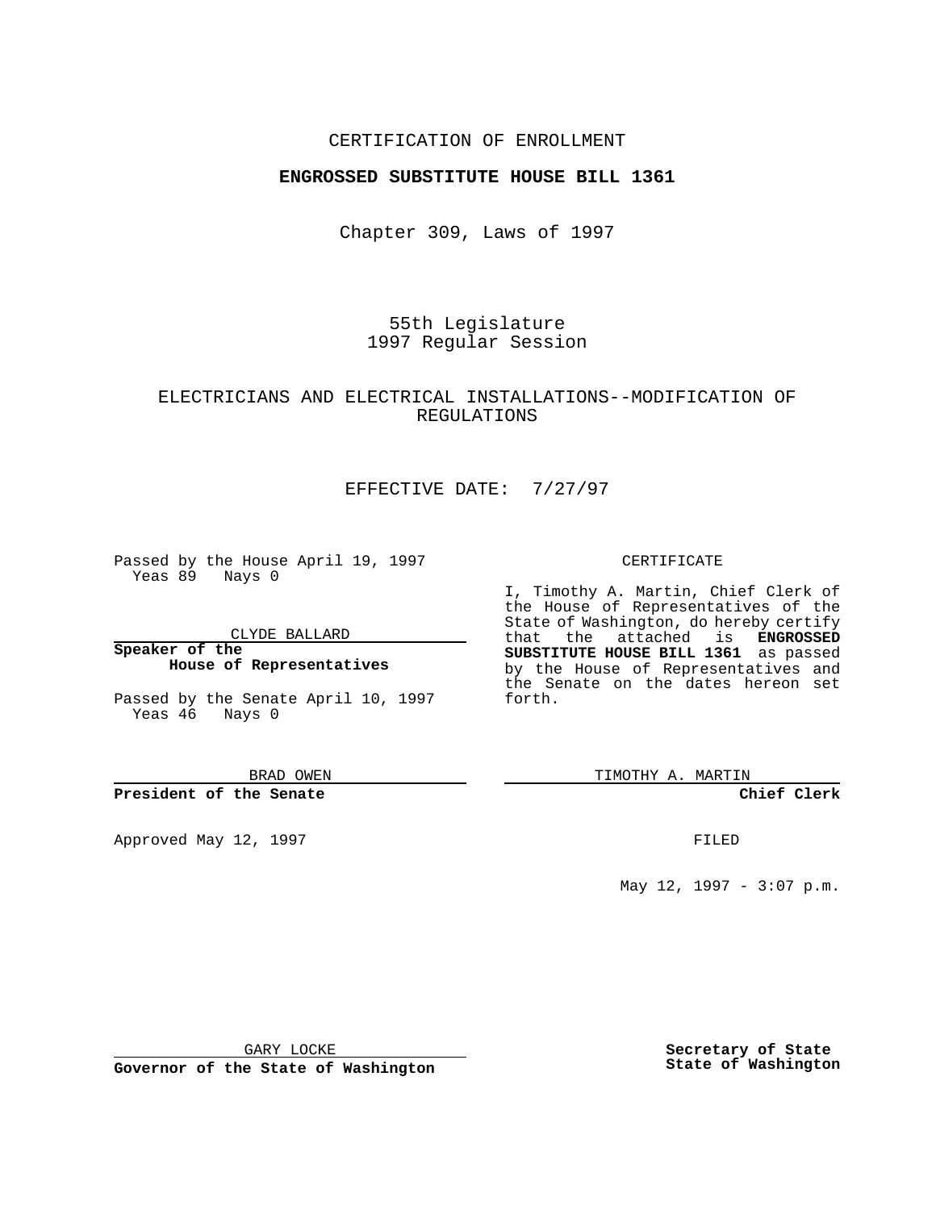CERTIFICATION OF ENROLLMENT

**ENGROSSED SUBSTITUTE HOUSE BILL 1361**

Chapter 309, Laws of 1997

55th Legislature
1997 Regular Session

ELECTRICIANS AND ELECTRICAL INSTALLATIONS--MODIFICATION OF REGULATIONS

EFFECTIVE DATE: 7/27/97

Passed by the House April 19, 1997
Yeas 89 Nays 0

CLYDE BALLARD

**Speaker of the House of Representatives**

Passed by the Senate April 10, 1997
Yeas 46 Nays 0

BRAD OWEN

**President of the Senate**

Approved May 12, 1997

GARY LOCKE

**Governor of the State of Washington**

CERTIFICATE

I, Timothy A. Martin, Chief Clerk of the House of Representatives of the State of Washington, do hereby certify that the attached is **ENGROSSED SUBSTITUTE HOUSE BILL 1361** as passed by the House of Representatives and the Senate on the dates hereon set forth.

TIMOTHY A. MARTIN

**Chief Clerk**

FILED

May 12, 1997 - 3:07 p.m.

**Secretary of State**
**State of Washington**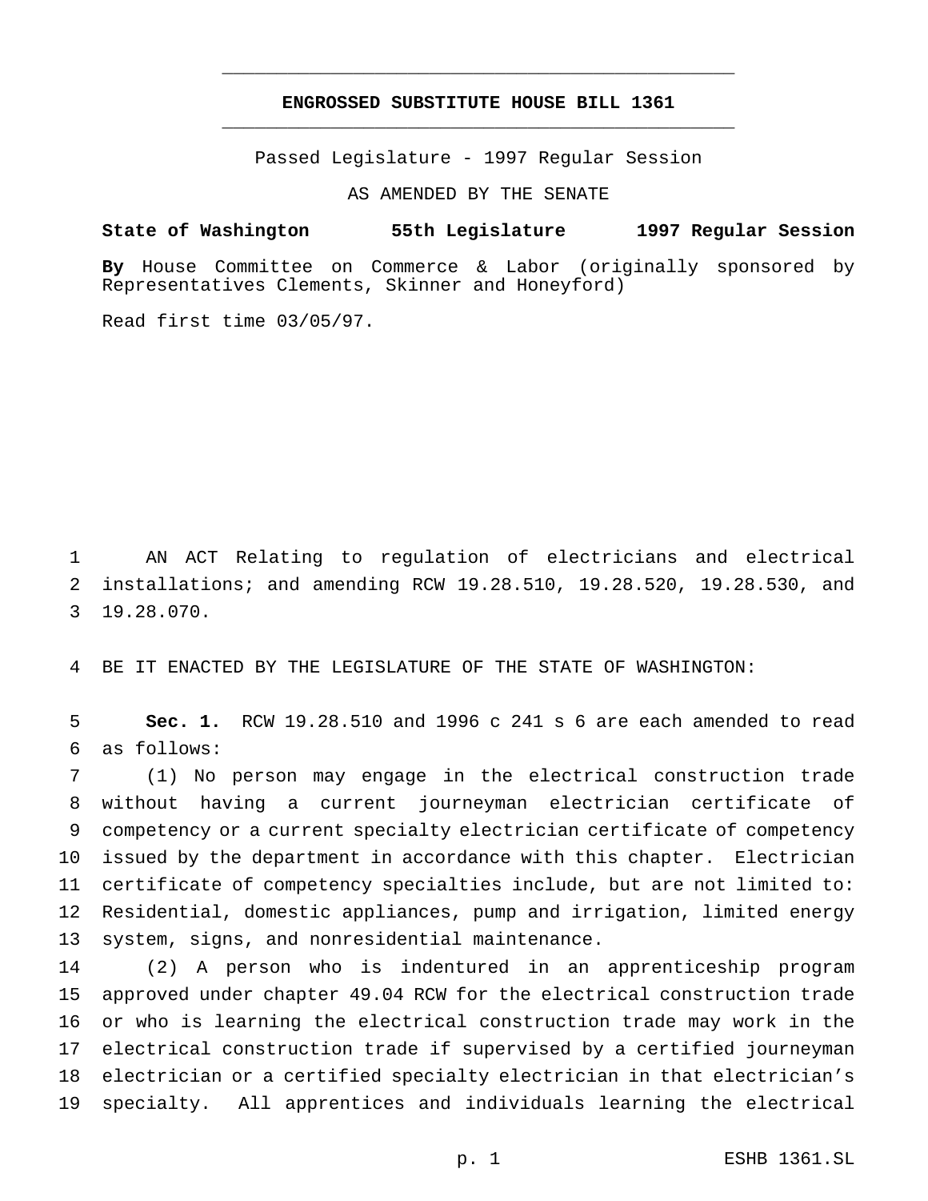# ENGROSSED SUBSTITUTE HOUSE BILL 1361

Passed Legislature - 1997 Regular Session

AS AMENDED BY THE SENATE

**State of Washington 55th Legislature 1997 Regular Session**

**By** House Committee on Commerce & Labor (originally sponsored by Representatives Clements, Skinner and Honeyford)

Read first time 03/05/97.

AN ACT Relating to regulation of electricians and electrical installations; and amending RCW 19.28.510, 19.28.520, 19.28.530, and 19.28.070.

BE IT ENACTED BY THE LEGISLATURE OF THE STATE OF WASHINGTON:

**Sec. 1.** RCW 19.28.510 and 1996 c 241 s 6 are each amended to read as follows:

(1) No person may engage in the electrical construction trade without having a current journeyman electrician certificate of competency or a current specialty electrician certificate of competency issued by the department in accordance with this chapter. Electrician certificate of competency specialties include, but are not limited to: Residential, domestic appliances, pump and irrigation, limited energy system, signs, and nonresidential maintenance.

(2) A person who is indentured in an apprenticeship program approved under chapter 49.04 RCW for the electrical construction trade or who is learning the electrical construction trade may work in the electrical construction trade if supervised by a certified journeyman electrician or a certified specialty electrician in that electrician's specialty. All apprentices and individuals learning the electrical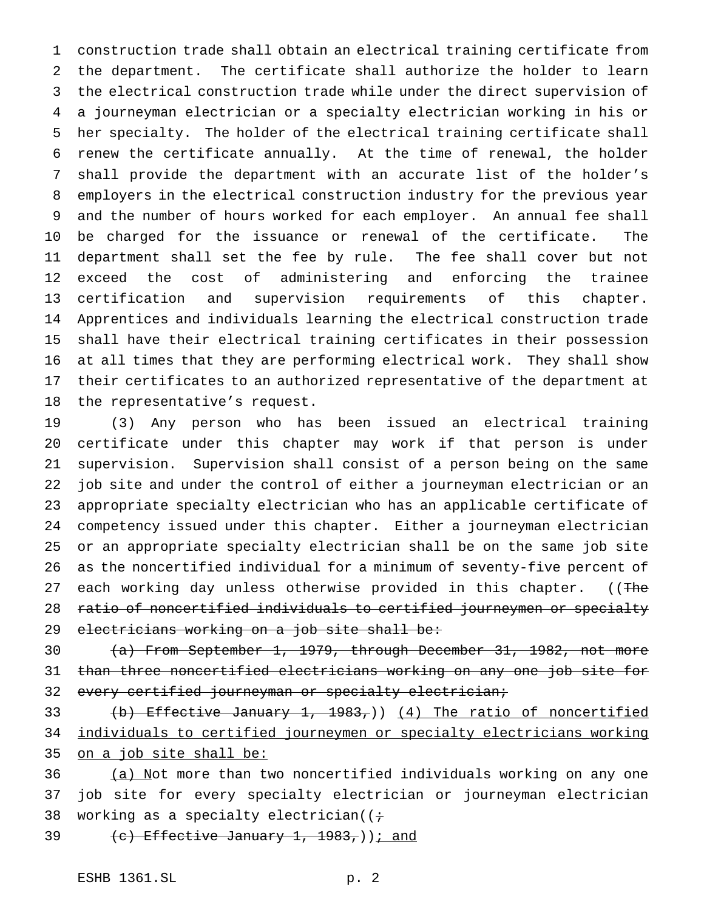construction trade shall obtain an electrical training certificate from the department. The certificate shall authorize the holder to learn the electrical construction trade while under the direct supervision of a journeyman electrician or a specialty electrician working in his or her specialty. The holder of the electrical training certificate shall renew the certificate annually. At the time of renewal, the holder shall provide the department with an accurate list of the holder's employers in the electrical construction industry for the previous year and the number of hours worked for each employer. An annual fee shall be charged for the issuance or renewal of the certificate. The department shall set the fee by rule. The fee shall cover but not exceed the cost of administering and enforcing the trainee certification and supervision requirements of this chapter. Apprentices and individuals learning the electrical construction trade shall have their electrical training certificates in their possession at all times that they are performing electrical work. They shall show their certificates to an authorized representative of the department at the representative's request.

(3) Any person who has been issued an electrical training certificate under this chapter may work if that person is under supervision. Supervision shall consist of a person being on the same job site and under the control of either a journeyman electrician or an appropriate specialty electrician who has an applicable certificate of competency issued under this chapter. Either a journeyman electrician or an appropriate specialty electrician shall be on the same job site as the noncertified individual for a minimum of seventy-five percent of each working day unless otherwise provided in this chapter. ((~~The ratio of noncertified individuals to certified journeymen or specialty electricians working on a job site shall be:~~

~~(a) From September 1, 1979, through December 31, 1982, not more than three noncertified electricians working on any one job site for every certified journeyman or specialty electrician;~~

~~(b) Effective January 1, 1983,~~)) <u>(4) The ratio of noncertified individuals to certified journeymen or specialty electricians working on a job site shall be:</u>

<u>(a) N</u>ot more than two noncertified individuals working on any one job site for every specialty electrician or journeyman electrician working as a specialty electrician((~~;~~

~~(c) Effective January 1, 1983,~~))<u>; and</u>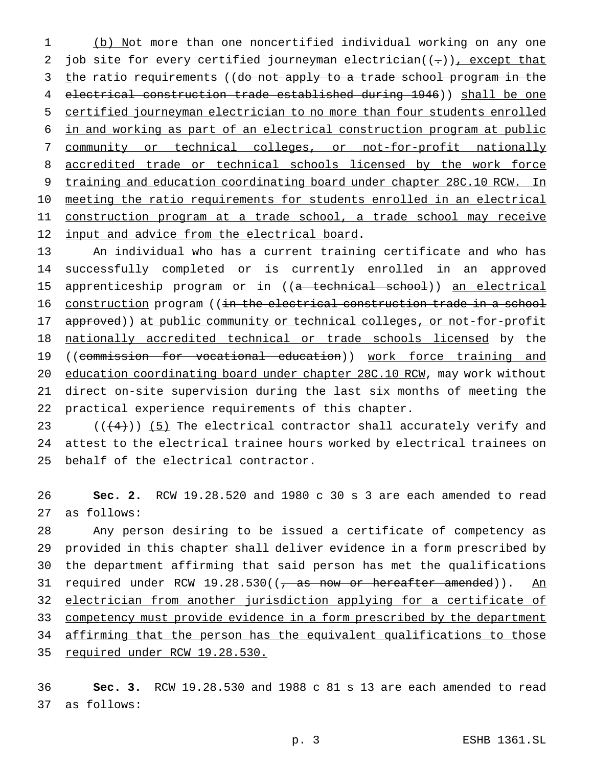(b) Not more than one noncertified individual working on any one job site for every certified journeyman electrician((.)), except that the ratio requirements ((do not apply to a trade school program in the electrical construction trade established during 1946)) shall be one certified journeyman electrician to no more than four students enrolled in and working as part of an electrical construction program at public community or technical colleges, or not-for-profit nationally accredited trade or technical schools licensed by the work force training and education coordinating board under chapter 28C.10 RCW. In meeting the ratio requirements for students enrolled in an electrical construction program at a trade school, a trade school may receive input and advice from the electrical board.

An individual who has a current training certificate and who has successfully completed or is currently enrolled in an approved apprenticeship program or in ((a technical school)) an electrical construction program ((in the electrical construction trade in a school approved)) at public community or technical colleges, or not-for-profit nationally accredited technical or trade schools licensed by the ((commission for vocational education)) work force training and education coordinating board under chapter 28C.10 RCW, may work without direct on-site supervision during the last six months of meeting the practical experience requirements of this chapter.

(((4))) (5) The electrical contractor shall accurately verify and attest to the electrical trainee hours worked by electrical trainees on behalf of the electrical contractor.

**Sec. 2.** RCW 19.28.520 and 1980 c 30 s 3 are each amended to read as follows:

Any person desiring to be issued a certificate of competency as provided in this chapter shall deliver evidence in a form prescribed by the department affirming that said person has met the qualifications required under RCW 19.28.530((, as now or hereafter amended)). An electrician from another jurisdiction applying for a certificate of competency must provide evidence in a form prescribed by the department affirming that the person has the equivalent qualifications to those required under RCW 19.28.530.

**Sec. 3.** RCW 19.28.530 and 1988 c 81 s 13 are each amended to read as follows: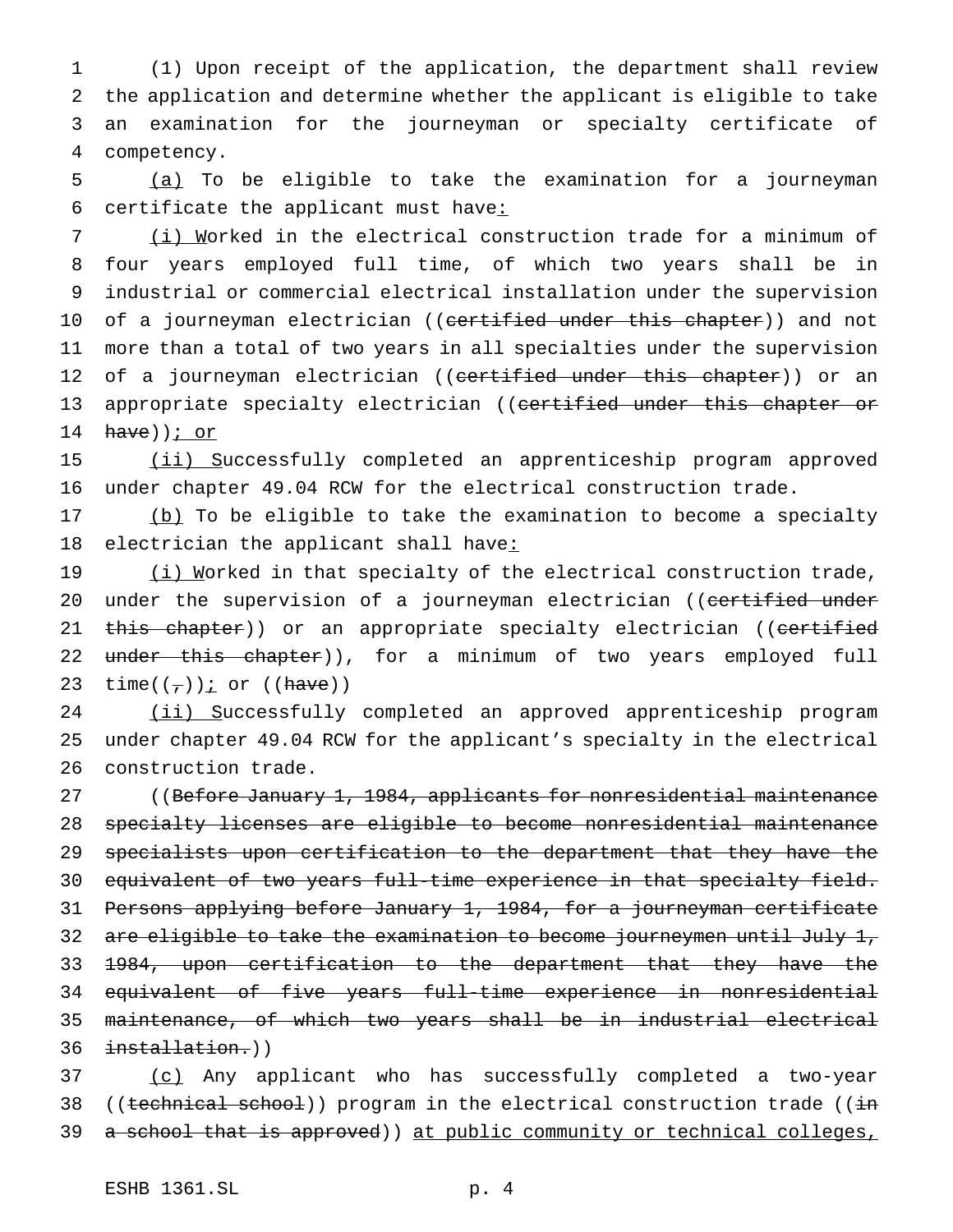(1) Upon receipt of the application, the department shall review the application and determine whether the applicant is eligible to take an examination for the journeyman or specialty certificate of competency.

(a) To be eligible to take the examination for a journeyman certificate the applicant must have:

(i) Worked in the electrical construction trade for a minimum of four years employed full time, of which two years shall be in industrial or commercial electrical installation under the supervision of a journeyman electrician ((~~certified under this chapter~~)) and not more than a total of two years in all specialties under the supervision of a journeyman electrician ((~~certified under this chapter~~)) or an appropriate specialty electrician ((~~certified under this chapter or have~~)); or

(ii) Successfully completed an apprenticeship program approved under chapter 49.04 RCW for the electrical construction trade.

(b) To be eligible to take the examination to become a specialty electrician the applicant shall have:

(i) Worked in that specialty of the electrical construction trade, under the supervision of a journeyman electrician ((~~certified under this chapter~~)) or an appropriate specialty electrician ((~~certified under this chapter~~)), for a minimum of two years employed full time((~~,~~)); or ((~~have~~))

(ii) Successfully completed an approved apprenticeship program under chapter 49.04 RCW for the applicant's specialty in the electrical construction trade.

((~~Before January 1, 1984, applicants for nonresidential maintenance specialty licenses are eligible to become nonresidential maintenance specialists upon certification to the department that they have the equivalent of two years full-time experience in that specialty field. Persons applying before January 1, 1984, for a journeyman certificate are eligible to take the examination to become journeymen until July 1, 1984, upon certification to the department that they have the equivalent of five years full-time experience in nonresidential maintenance, of which two years shall be in industrial electrical installation.~~))

(c) Any applicant who has successfully completed a two-year ((~~technical school~~)) program in the electrical construction trade ((~~in a school that is approved~~)) at public community or technical colleges,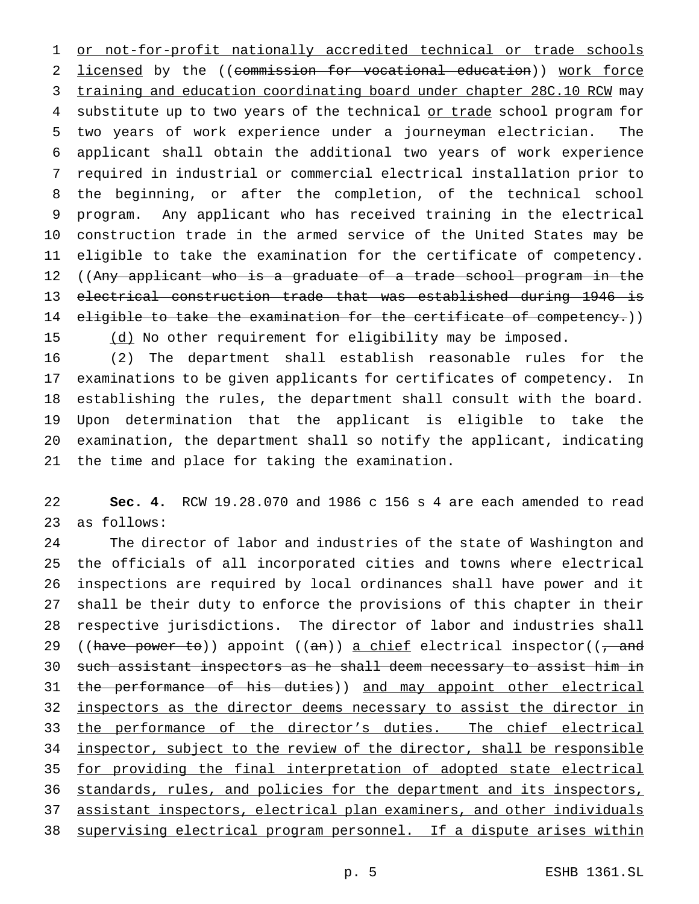or not-for-profit nationally accredited technical or trade schools licensed by the ((~~commission for vocational education~~)) work force training and education coordinating board under chapter 28C.10 RCW may substitute up to two years of the technical or trade school program for two years of work experience under a journeyman electrician. The applicant shall obtain the additional two years of work experience required in industrial or commercial electrical installation prior to the beginning, or after the completion, of the technical school program. Any applicant who has received training in the electrical construction trade in the armed service of the United States may be eligible to take the examination for the certificate of competency. ((~~Any applicant who is a graduate of a trade school program in the electrical construction trade that was established during 1946 is eligible to take the examination for the certificate of competency.~~))

(d) No other requirement for eligibility may be imposed.

(2) The department shall establish reasonable rules for the examinations to be given applicants for certificates of competency. In establishing the rules, the department shall consult with the board. Upon determination that the applicant is eligible to take the examination, the department shall so notify the applicant, indicating the time and place for taking the examination.

**Sec. 4.** RCW 19.28.070 and 1986 c 156 s 4 are each amended to read as follows:

The director of labor and industries of the state of Washington and the officials of all incorporated cities and towns where electrical inspections are required by local ordinances shall have power and it shall be their duty to enforce the provisions of this chapter in their respective jurisdictions. The director of labor and industries shall ((~~have power to~~)) appoint ((~~an~~)) a chief electrical inspector((~~, and such assistant inspectors as he shall deem necessary to assist him in the performance of his duties~~)) and may appoint other electrical inspectors as the director deems necessary to assist the director in the performance of the director's duties. The chief electrical inspector, subject to the review of the director, shall be responsible for providing the final interpretation of adopted state electrical standards, rules, and policies for the department and its inspectors, assistant inspectors, electrical plan examiners, and other individuals supervising electrical program personnel. If a dispute arises within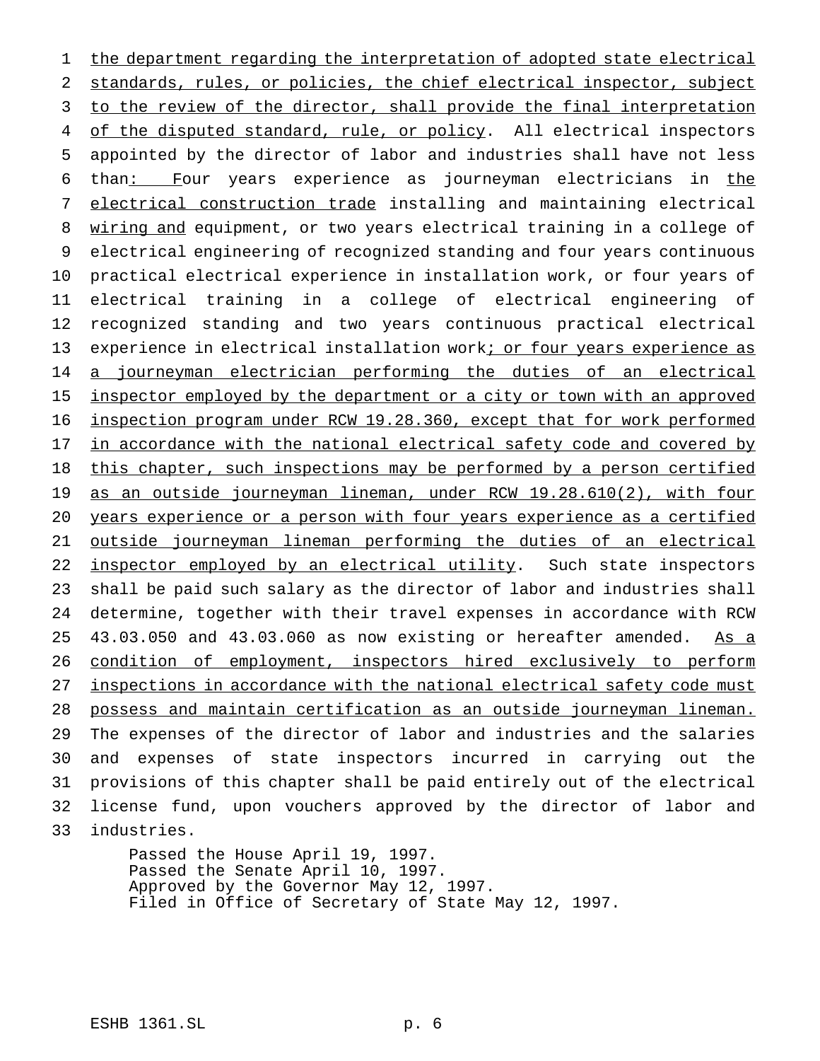the department regarding the interpretation of adopted state electrical standards, rules, or policies, the chief electrical inspector, subject to the review of the director, shall provide the final interpretation of the disputed standard, rule, or policy. All electrical inspectors appointed by the director of labor and industries shall have not less than: Four years experience as journeyman electricians in the electrical construction trade installing and maintaining electrical wiring and equipment, or two years electrical training in a college of electrical engineering of recognized standing and four years continuous practical electrical experience in installation work, or four years of electrical training in a college of electrical engineering of recognized standing and two years continuous practical electrical experience in electrical installation work; or four years experience as a journeyman electrician performing the duties of an electrical inspector employed by the department or a city or town with an approved inspection program under RCW 19.28.360, except that for work performed in accordance with the national electrical safety code and covered by this chapter, such inspections may be performed by a person certified as an outside journeyman lineman, under RCW 19.28.610(2), with four years experience or a person with four years experience as a certified outside journeyman lineman performing the duties of an electrical inspector employed by an electrical utility. Such state inspectors shall be paid such salary as the director of labor and industries shall determine, together with their travel expenses in accordance with RCW 43.03.050 and 43.03.060 as now existing or hereafter amended. As a condition of employment, inspectors hired exclusively to perform inspections in accordance with the national electrical safety code must possess and maintain certification as an outside journeyman lineman. The expenses of the director of labor and industries and the salaries and expenses of state inspectors incurred in carrying out the provisions of this chapter shall be paid entirely out of the electrical license fund, upon vouchers approved by the director of labor and industries.

Passed the House April 19, 1997.
Passed the Senate April 10, 1997.
Approved by the Governor May 12, 1997.
Filed in Office of Secretary of State May 12, 1997.